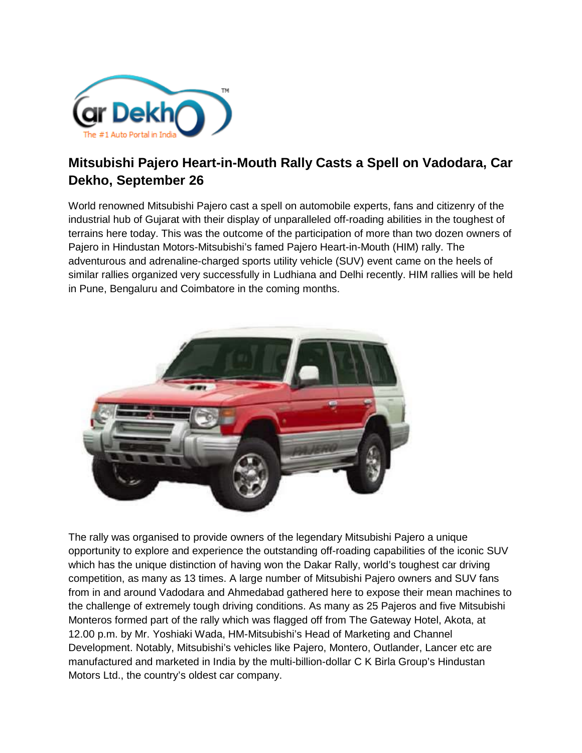## Mitsubishi Pajero Heart-in-Mouth Rally Casts a Spell on Vadodara, Car Dekho, September 26

World renowned Mitsubishi Pajero cast a spell on automobile experts, fans and citizenry of the industrial hub of Gujarat with their display of unparalleled off-roading abilities in the toughest of terrains here today. This was the outcome of the participation of more than two dozen owners of Pajero in Hindustan Motors-Mitsubishi's famed Pajero Heart-in-Mouth (HIM) rally. The adventurous and adrenaline-charged sports utility vehicle (SUV) event came on the heels of similar rallies organized very successfully in Ludhiana and Delhi recently. HIM rallies will be held in Pune, Bengaluru and Coimbatore in the coming months.

The rally was organised to provide owners of the legendary Mitsubishi Pajero a unique opportunity to explore and experience the outstanding off-roading capabilities of the iconic SUV which has the unique distinction of having won the Dakar Rally, world's toughest car driving competition, as many as 13 times. A large number of Mitsubishi Pajero owners and SUV fans from in and around Vadodara and Ahmedabad gathered here to expose their mean machines to the challenge of extremely tough driving conditions. As many as 25 Pajeros and five Mitsubishi Monteros formed part of the rally which was flagged off from The Gateway Hotel, Akota, at 12.00 p.m. by Mr. Yoshiaki Wada, HM-Mitsubishi's Head of Marketing and Channel Development. Notably, Mitsubishi's vehicles like Pajero, Montero, Outlander, Lancer etc are manufactured and marketed in India by the multi-billion-dollar C K Birla Group's Hindustan Motors Ltd., the country's oldest car company.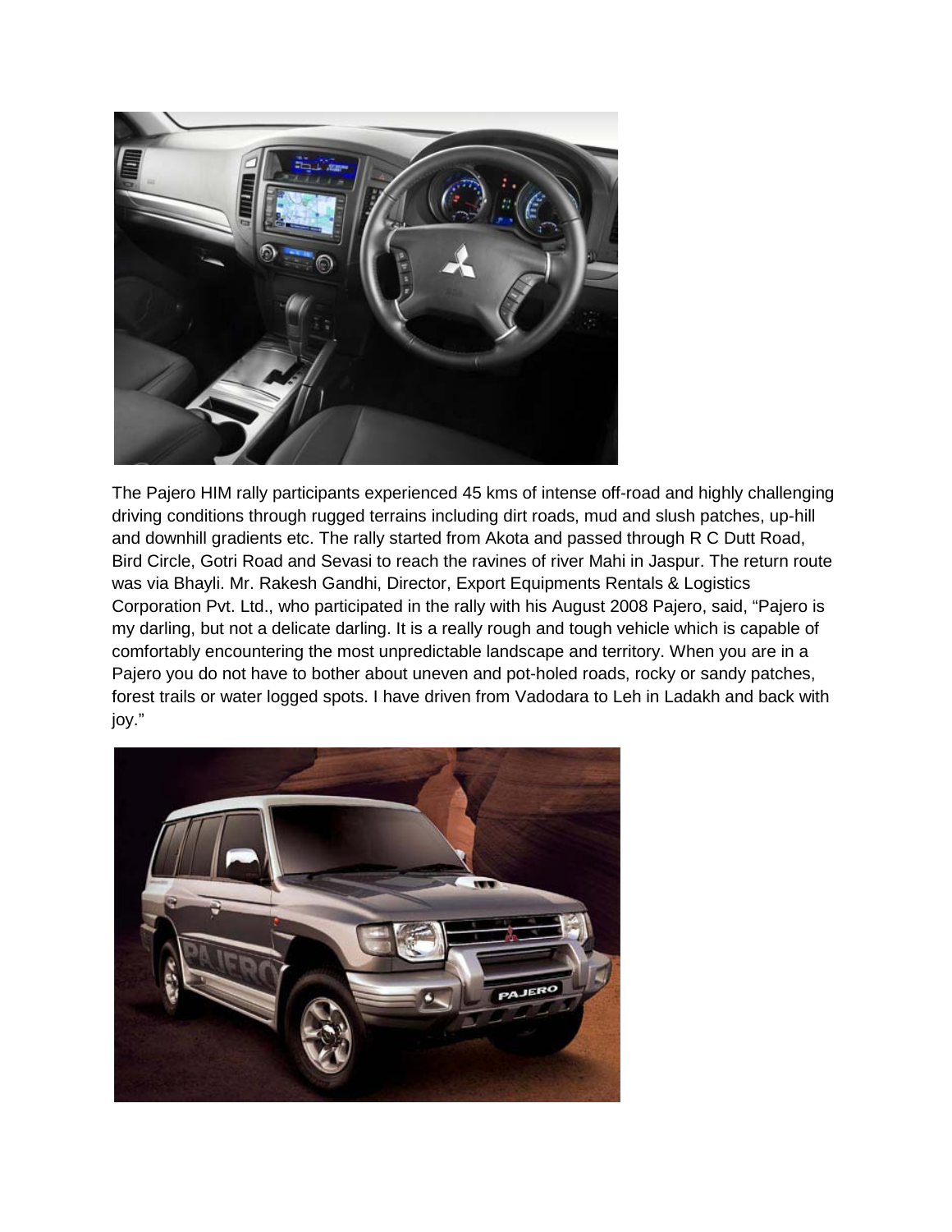The Pajero HIM rally participants experienced 45 kms of intense off-road and highly challenging driving conditions through rugged terrains including dirt roads, mud and slush patches, up-hill and downhill gradients etc. The rally started from Akota and passed through R C Dutt Road, Bird Circle, Gotri Road and Sevasi to reach the ravines of river Mahi in Jaspur. The return route was via Bhayli. Mr. Rakesh Gandhi, Director, Export Equipments Rentals & Logistics Corporation Pvt. Ltd., who participated in the rally with his August 2008 Pajero, said, "Pajero is my darling, but not a delicate darling. It is a really rough and tough vehicle which is capable of comfortably encountering the most unpredictable landscape and territory. When you are in a Pajero you do not have to bother about uneven and pot-holed roads, rocky or sandy patches, forest trails or water logged spots. I have driven from Vadodara to Leh in Ladakh and back with joy."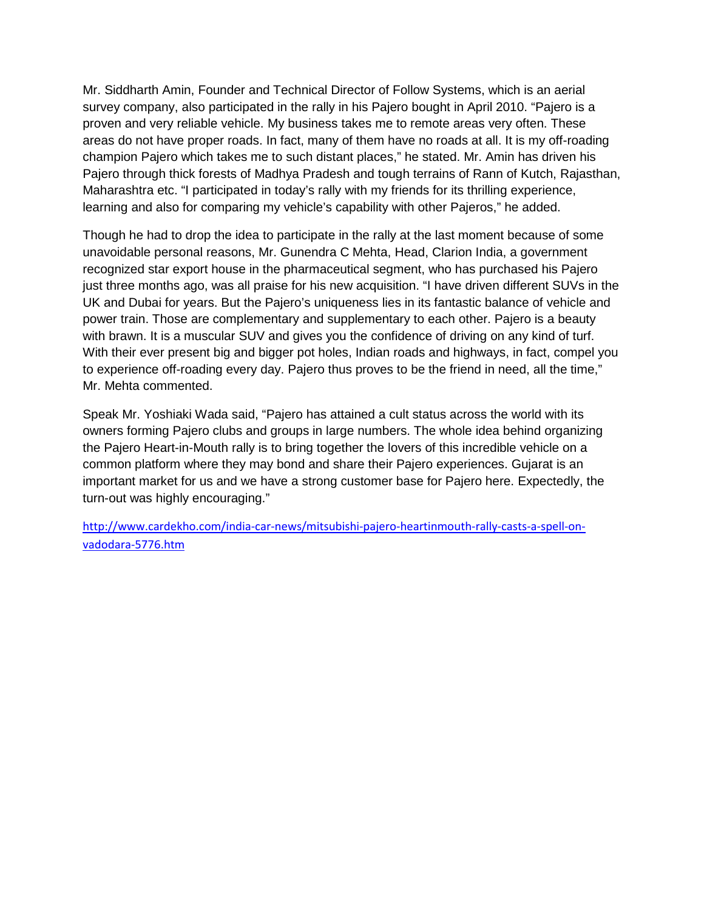Mr. Siddharth Amin, Founder and Technical Director of Follow Systems, which is an aerial survey company, also participated in the rally in his Pajero bought in April 2010. "Pajero is a proven and very reliable vehicle. My business takes me to remote areas very often. These areas do not have proper roads. In fact, many of them have no roads at all. It is my off-roading champion Pajero which takes me to such distant places," he stated. Mr. Amin has driven his Pajero through thick forests of Madhya Pradesh and tough terrains of Rann of Kutch, Rajasthan, Maharashtra etc. "I participated in today's rally with my friends for its thrilling experience, learning and also for comparing my vehicle's capability with other Pajeros," he added.

Though he had to drop the idea to participate in the rally at the last moment because of some unavoidable personal reasons, Mr. Gunendra C Mehta, Head, Clarion India, a government recognized star export house in the pharmaceutical segment, who has purchased his Pajero just three months ago, was all praise for his new acquisition. "I have driven different SUVs in the UK and Dubai for years. But the Pajero's uniqueness lies in its fantastic balance of vehicle and power train. Those are complementary and supplementary to each other. Pajero is a beauty with brawn. It is a muscular SUV and gives you the confidence of driving on any kind of turf. With their ever present big and bigger pot holes, Indian roads and highways, in fact, compel you to experience off-roading every day. Pajero thus proves to be the friend in need, all the time," Mr. Mehta commented.

Speak Mr. Yoshiaki Wada said, "Pajero has attained a cult status across the world with its owners forming Pajero clubs and groups in large numbers. The whole idea behind organizing the Pajero Heart-in-Mouth rally is to bring together the lovers of this incredible vehicle on a common platform where they may bond and share their Pajero experiences. Gujarat is an important market for us and we have a strong customer base for Pajero here. Expectedly, the turn-out was highly encouraging."

http://www.cardekho.com/india-car-news/mitsubishi-pajero-heartinmouth-rally-casts-a-spell-on-vadodara-5776.htm